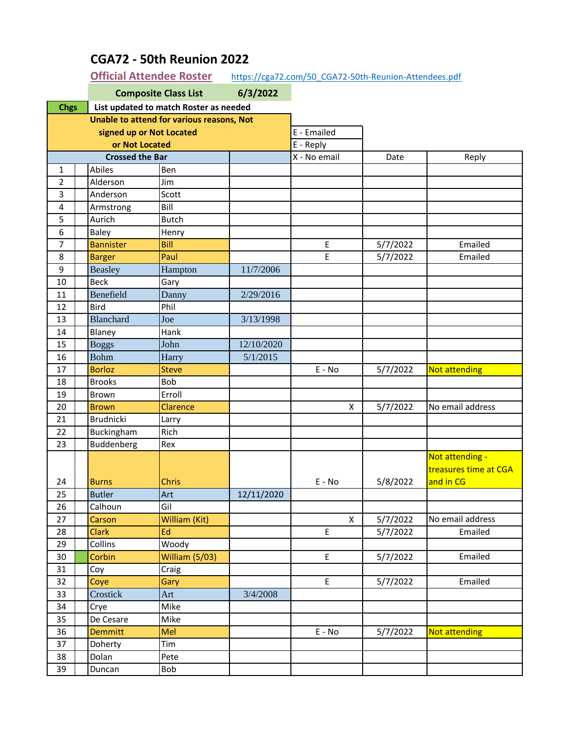# CGA72 - 50th Reunion 2022

**Official Attendee Roster** https://cga72.com/50_CGA72-50th-Reunion-Attendees.pdf

| | | Composite Class List | | 6/3/2022 | | | |
|---|---|---|---|---|---|---|---|
| **Chgs** | | List updated to match Roster as needed | | | | | |
| | | Unable to attend for various reasons, Not signed up or Not Located or Not Located | | | E - Emailed<br>E - Reply | | |
| | | Crossed the Bar | | | X - No email | Date | Reply |
| 1 | | Abiles | Ben | | | | |
| 2 | | Alderson | Jim | | | | |
| 3 | | Anderson | Scott | | | | |
| 4 | | Armstrong | Bill | | | | |
| 5 | | Aurich | Butch | | | | |
| 6 | | Baley | Henry | | | | |
| 7 | | Bannister | Bill | | E | 5/7/2022 | Emailed |
| 8 | | Barger | Paul | | E | 5/7/2022 | Emailed |
| 9 | | Beasley | Hampton | 11/7/2006 | | | |
| 10 | | Beck | Gary | | | | |
| 11 | | Benefield | Danny | 2/29/2016 | | | |
| 12 | | Bird | Phil | | | | |
| 13 | | Blanchard | Joe | 3/13/1998 | | | |
| 14 | | Blaney | Hank | | | | |
| 15 | | Boggs | John | 12/10/2020 | | | |
| 16 | | Bohm | Harry | 5/1/2015 | | | |
| 17 | | Borloz | Steve | | E - No | 5/7/2022 | Not attending |
| 18 | | Brooks | Bob | | | | |
| 19 | | Brown | Erroll | | | | |
| 20 | | Brown | Clarence | | X | 5/7/2022 | No email address |
| 21 | | Brudnicki | Larry | | | | |
| 22 | | Buckingham | Rich | | | | |
| 23 | | Buddenberg | Rex | | | | |
| 24 | | Burns | Chris | | E - No | 5/8/2022 | Not attending - treasures time at CGA and in CG |
| 25 | | Butler | Art | 12/11/2020 | | | |
| 26 | | Calhoun | Gil | | | | |
| 27 | | Carson | William (Kit) | | X | 5/7/2022 | No email address |
| 28 | | Clark | Ed | | E | 5/7/2022 | Emailed |
| 29 | | Collins | Woody | | | | |
| 30 | | Corbin | William (5/03) | | E | 5/7/2022 | Emailed |
| 31 | | Coy | Craig | | | | |
| 32 | | Coye | Gary | | E | 5/7/2022 | Emailed |
| 33 | | Crostick | Art | 3/4/2008 | | | |
| 34 | | Crye | Mike | | | | |
| 35 | | De Cesare | Mike | | | | |
| 36 | | Demmitt | Mel | | E - No | 5/7/2022 | Not attending |
| 37 | | Doherty | Tim | | | | |
| 38 | | Dolan | Pete | | | | |
| 39 | | Duncan | Bob | | | | |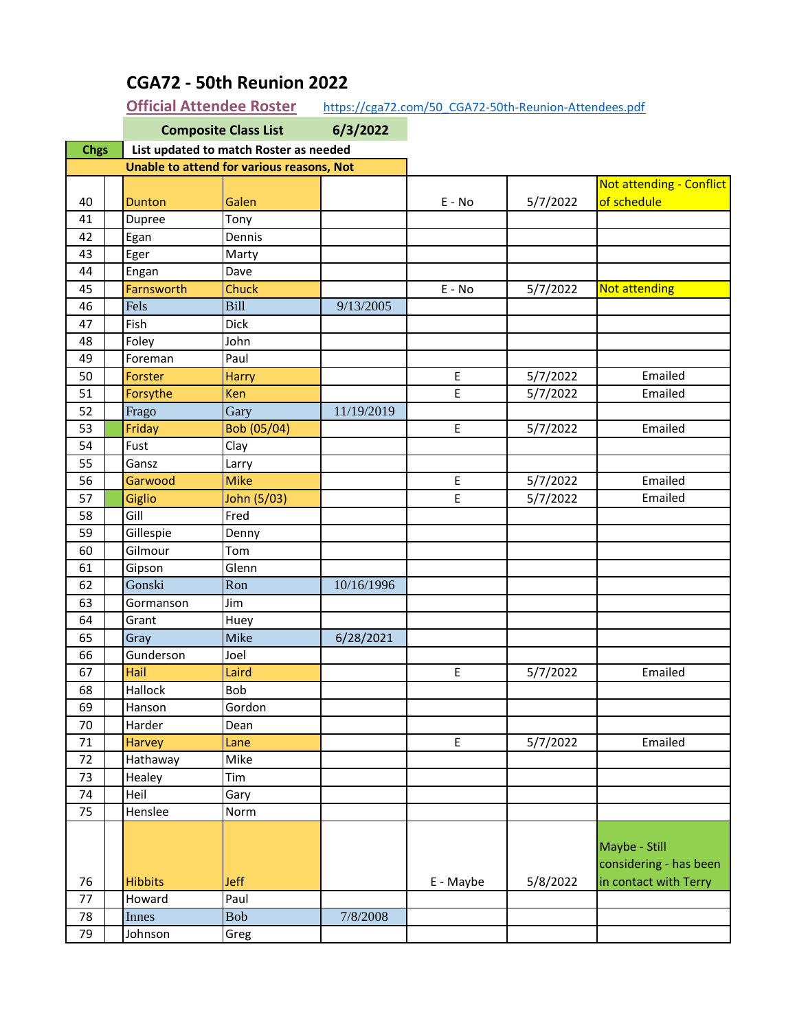## CGA72 - 50th Reunion 2022

**Official Attendee Roster** https://cga72.com/50_CGA72-50th-Reunion-Attendees.pdf

| | | Composite Class List | | 6/3/2022 | | | |
|---|---|---|---|---|---|---|---|
| **Chgs** | | List updated to match Roster as needed | | | | | |
| | | Unable to attend for various reasons, Not | | | | | |
| 40 | | Dunton | Galen | | E - No | 5/7/2022 | Not attending - Conflict of schedule |
| 41 | | Dupree | Tony | | | | |
| 42 | | Egan | Dennis | | | | |
| 43 | | Eger | Marty | | | | |
| 44 | | Engan | Dave | | | | |
| 45 | | Farnsworth | Chuck | | E - No | 5/7/2022 | Not attending |
| 46 | | Fels | Bill | 9/13/2005 | | | |
| 47 | | Fish | Dick | | | | |
| 48 | | Foley | John | | | | |
| 49 | | Foreman | Paul | | | | |
| 50 | | Forster | Harry | | E | 5/7/2022 | Emailed |
| 51 | | Forsythe | Ken | | E | 5/7/2022 | Emailed |
| 52 | | Frago | Gary | 11/19/2019 | | | |
| 53 | | Friday | Bob (05/04) | | E | 5/7/2022 | Emailed |
| 54 | | Fust | Clay | | | | |
| 55 | | Gansz | Larry | | | | |
| 56 | | Garwood | Mike | | E | 5/7/2022 | Emailed |
| 57 | | Giglio | John (5/03) | | E | 5/7/2022 | Emailed |
| 58 | | Gill | Fred | | | | |
| 59 | | Gillespie | Denny | | | | |
| 60 | | Gilmour | Tom | | | | |
| 61 | | Gipson | Glenn | | | | |
| 62 | | Gonski | Ron | 10/16/1996 | | | |
| 63 | | Gormanson | Jim | | | | |
| 64 | | Grant | Huey | | | | |
| 65 | | Gray | Mike | 6/28/2021 | | | |
| 66 | | Gunderson | Joel | | | | |
| 67 | | Hail | Laird | | E | 5/7/2022 | Emailed |
| 68 | | Hallock | Bob | | | | |
| 69 | | Hanson | Gordon | | | | |
| 70 | | Harder | Dean | | | | |
| 71 | | Harvey | Lane | | E | 5/7/2022 | Emailed |
| 72 | | Hathaway | Mike | | | | |
| 73 | | Healey | Tim | | | | |
| 74 | | Heil | Gary | | | | |
| 75 | | Henslee | Norm | | | | |
| 76 | | Hibbits | Jeff | | E - Maybe | 5/8/2022 | Maybe - Still considering - has been in contact with Terry |
| 77 | | Howard | Paul | | | | |
| 78 | | Innes | Bob | 7/8/2008 | | | |
| 79 | | Johnson | Greg | | | | |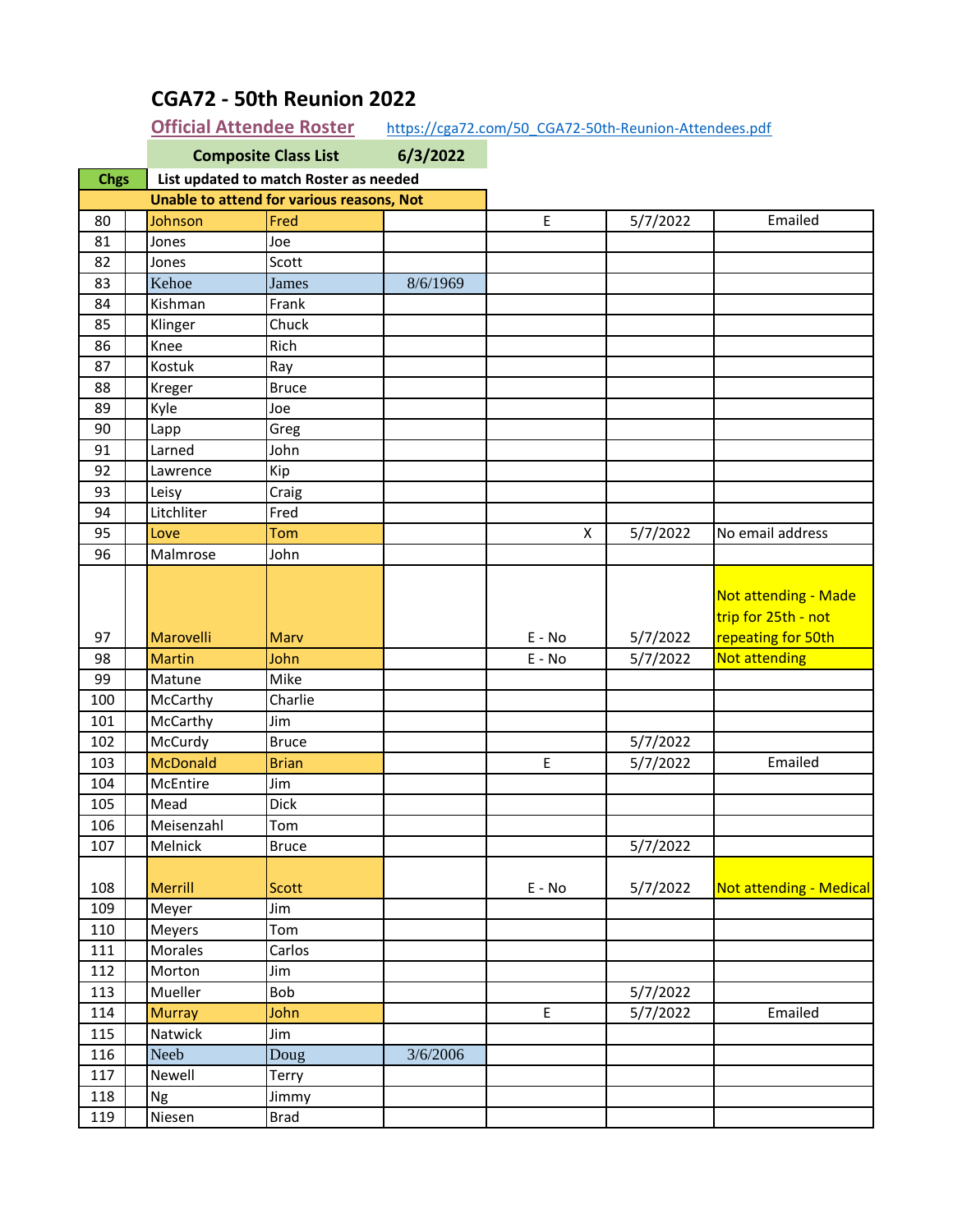# CGA72 - 50th Reunion 2022

**Official Attendee Roster** https://cga72.com/50_CGA72-50th-Reunion-Attendees.pdf

| Chgs | | Composite Class List | | 6/3/2022 | | | |
|---|---|---|---|---|---|---|---|
| | | List updated to match Roster as needed | | | | | |
| | | Unable to attend for various reasons, Not | | | | | |
| 80 | | Johnson | Fred | | E | 5/7/2022 | Emailed |
| 81 | | Jones | Joe | | | | |
| 82 | | Jones | Scott | | | | |
| 83 | | Kehoe | James | 8/6/1969 | | | |
| 84 | | Kishman | Frank | | | | |
| 85 | | Klinger | Chuck | | | | |
| 86 | | Knee | Rich | | | | |
| 87 | | Kostuk | Ray | | | | |
| 88 | | Kreger | Bruce | | | | |
| 89 | | Kyle | Joe | | | | |
| 90 | | Lapp | Greg | | | | |
| 91 | | Larned | John | | | | |
| 92 | | Lawrence | Kip | | | | |
| 93 | | Leisy | Craig | | | | |
| 94 | | Litchliter | Fred | | | | |
| 95 | | Love | Tom | | X | 5/7/2022 | No email address |
| 96 | | Malmrose | John | | | | |
| 97 | | Marovelli | Marv | | E - No | 5/7/2022 | Not attending - Made trip for 25th - not repeating for 50th |
| 98 | | Martin | John | | E - No | 5/7/2022 | Not attending |
| 99 | | Matune | Mike | | | | |
| 100 | | McCarthy | Charlie | | | | |
| 101 | | McCarthy | Jim | | | | |
| 102 | | McCurdy | Bruce | | | 5/7/2022 | |
| 103 | | McDonald | Brian | | E | 5/7/2022 | Emailed |
| 104 | | McEntire | Jim | | | | |
| 105 | | Mead | Dick | | | | |
| 106 | | Meisenzahl | Tom | | | | |
| 107 | | Melnick | Bruce | | | 5/7/2022 | |
| 108 | | Merrill | Scott | | E - No | 5/7/2022 | Not attending - Medical |
| 109 | | Meyer | Jim | | | | |
| 110 | | Meyers | Tom | | | | |
| 111 | | Morales | Carlos | | | | |
| 112 | | Morton | Jim | | | | |
| 113 | | Mueller | Bob | | | 5/7/2022 | |
| 114 | | Murray | John | | E | 5/7/2022 | Emailed |
| 115 | | Natwick | Jim | | | | |
| 116 | | Neeb | Doug | 3/6/2006 | | | |
| 117 | | Newell | Terry | | | | |
| 118 | | Ng | Jimmy | | | | |
| 119 | | Niesen | Brad | | | | |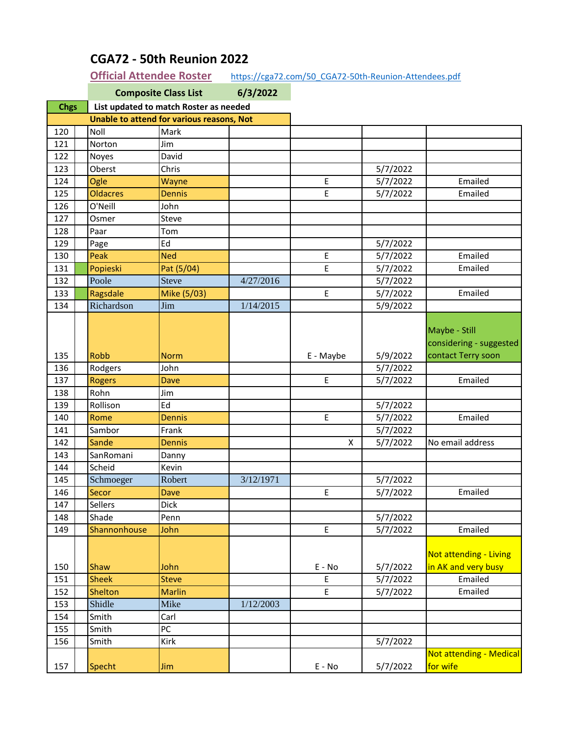# CGA72 - 50th Reunion 2022

**Official Attendee Roster** https://cga72.com/50_CGA72-50th-Reunion-Attendees.pdf

| | | **Composite Class List** | | **6/3/2022** | | | |
|---|---|---|---|---|---|---|---|
| **Chgs** | | **List updated to match Roster as needed** | | | | | |
| | | **Unable to attend for various reasons, Not** | | | | | |
| 120 | | Noll | Mark | | | | |
| 121 | | Norton | Jim | | | | |
| 122 | | Noyes | David | | | | |
| 123 | | Oberst | Chris | | | 5/7/2022 | |
| 124 | | Ogle | Wayne | | E | 5/7/2022 | Emailed |
| 125 | | Oldacres | Dennis | | E | 5/7/2022 | Emailed |
| 126 | | O'Neill | John | | | | |
| 127 | | Osmer | Steve | | | | |
| 128 | | Paar | Tom | | | | |
| 129 | | Page | Ed | | | 5/7/2022 | |
| 130 | | Peak | Ned | | E | 5/7/2022 | Emailed |
| 131 | | Popieski | Pat (5/04) | | E | 5/7/2022 | Emailed |
| 132 | | Poole | Steve | 4/27/2016 | | 5/7/2022 | |
| 133 | | Ragsdale | Mike (5/03) | | E | 5/7/2022 | Emailed |
| 134 | | Richardson | Jim | 1/14/2015 | | 5/9/2022 | |
| 135 | | Robb | Norm | | E - Maybe | 5/9/2022 | Maybe - Still considering - suggested contact Terry soon |
| 136 | | Rodgers | John | | | 5/7/2022 | |
| 137 | | Rogers | Dave | | E | 5/7/2022 | Emailed |
| 138 | | Rohn | Jim | | | | |
| 139 | | Rollison | Ed | | | 5/7/2022 | |
| 140 | | Rome | Dennis | | E | 5/7/2022 | Emailed |
| 141 | | Sambor | Frank | | | 5/7/2022 | |
| 142 | | Sande | Dennis | | X | 5/7/2022 | No email address |
| 143 | | SanRomani | Danny | | | | |
| 144 | | Scheid | Kevin | | | | |
| 145 | | Schmoeger | Robert | 3/12/1971 | | 5/7/2022 | |
| 146 | | Secor | Dave | | E | 5/7/2022 | Emailed |
| 147 | | Sellers | Dick | | | | |
| 148 | | Shade | Penn | | | 5/7/2022 | |
| 149 | | Shannonhouse | John | | E | 5/7/2022 | Emailed |
| 150 | | Shaw | John | | E - No | 5/7/2022 | Not attending - Living in AK and very busy |
| 151 | | Sheek | Steve | | E | 5/7/2022 | Emailed |
| 152 | | Shelton | Marlin | | E | 5/7/2022 | Emailed |
| 153 | | Shidle | Mike | 1/12/2003 | | | |
| 154 | | Smith | Carl | | | | |
| 155 | | Smith | PC | | | | |
| 156 | | Smith | Kirk | | | 5/7/2022 | |
| 157 | | Specht | Jim | | E - No | 5/7/2022 | Not attending - Medical for wife |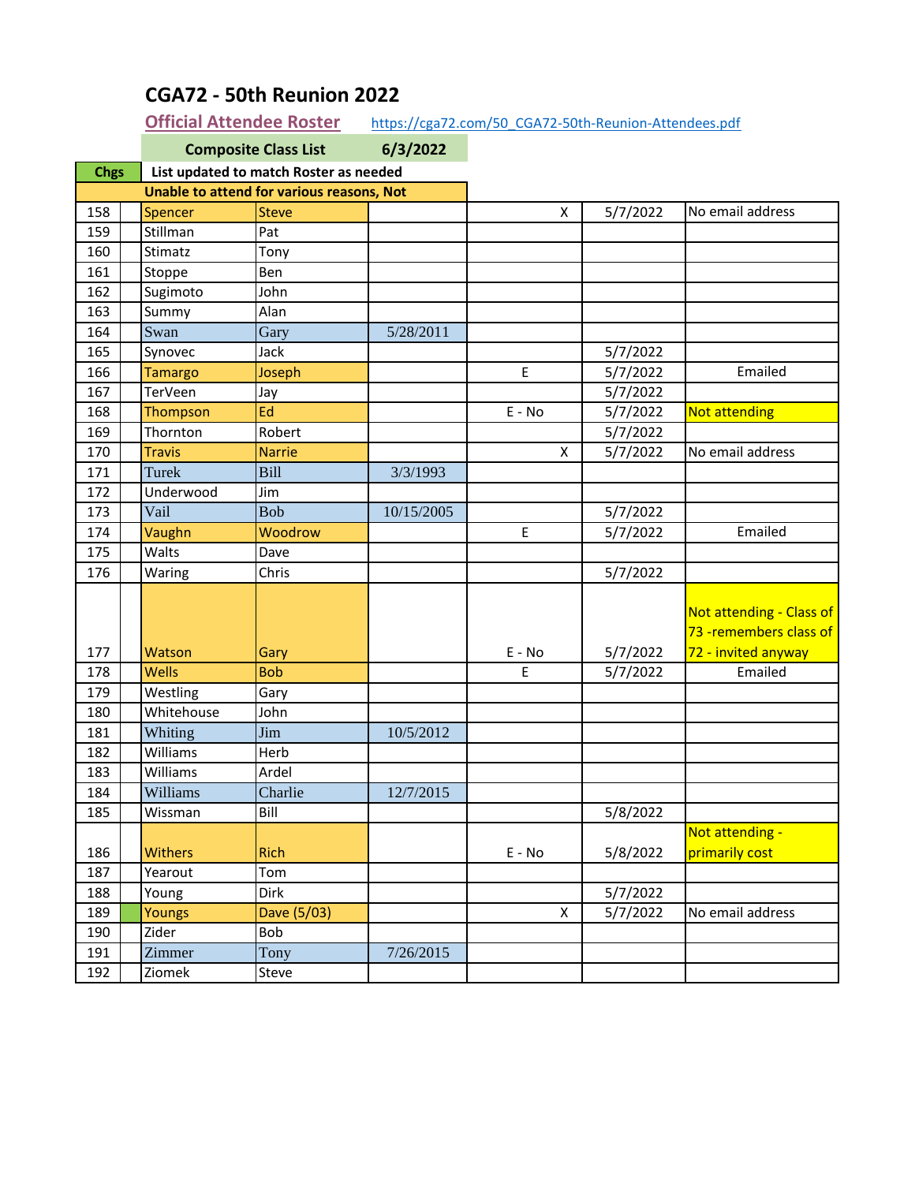# CGA72 - 50th Reunion 2022

**Official Attendee Roster** https://cga72.com/50_CGA72-50th-Reunion-Attendees.pdf

**Composite Class List** **6/3/2022**

**Chgs** **List updated to match Roster as needed**

**Unable to attend for various reasons, Not**

| | | | | | | | |
|---|---|---|---|---|---|---|---|
| 158 | | Spencer | Steve | | X | 5/7/2022 | No email address |
| 159 | | Stillman | Pat | | | | |
| 160 | | Stimatz | Tony | | | | |
| 161 | | Stoppe | Ben | | | | |
| 162 | | Sugimoto | John | | | | |
| 163 | | Summy | Alan | | | | |
| 164 | | Swan | Gary | 5/28/2011 | | | |
| 165 | | Synovec | Jack | | | 5/7/2022 | |
| 166 | | Tamargo | Joseph | | E | 5/7/2022 | Emailed |
| 167 | | TerVeen | Jay | | | 5/7/2022 | |
| 168 | | Thompson | Ed | | E - No | 5/7/2022 | Not attending |
| 169 | | Thornton | Robert | | | 5/7/2022 | |
| 170 | | Travis | Narrie | | X | 5/7/2022 | No email address |
| 171 | | Turek | Bill | 3/3/1993 | | | |
| 172 | | Underwood | Jim | | | | |
| 173 | | Vail | Bob | 10/15/2005 | | 5/7/2022 | |
| 174 | | Vaughn | Woodrow | | E | 5/7/2022 | Emailed |
| 175 | | Walts | Dave | | | | |
| 176 | | Waring | Chris | | | 5/7/2022 | |
| 177 | | Watson | Gary | | E - No | 5/7/2022 | Not attending - Class of 73 -remembers class of 72 - invited anyway |
| 178 | | Wells | Bob | | E | 5/7/2022 | Emailed |
| 179 | | Westling | Gary | | | | |
| 180 | | Whitehouse | John | | | | |
| 181 | | Whiting | Jim | 10/5/2012 | | | |
| 182 | | Williams | Herb | | | | |
| 183 | | Williams | Ardel | | | | |
| 184 | | Williams | Charlie | 12/7/2015 | | | |
| 185 | | Wissman | Bill | | | 5/8/2022 | |
| 186 | | Withers | Rich | | E - No | 5/8/2022 | Not attending - primarily cost |
| 187 | | Yearout | Tom | | | | |
| 188 | | Young | Dirk | | | 5/7/2022 | |
| 189 | | Youngs | Dave (5/03) | | X | 5/7/2022 | No email address |
| 190 | | Zider | Bob | | | | |
| 191 | | Zimmer | Tony | 7/26/2015 | | | |
| 192 | | Ziomek | Steve | | | | |